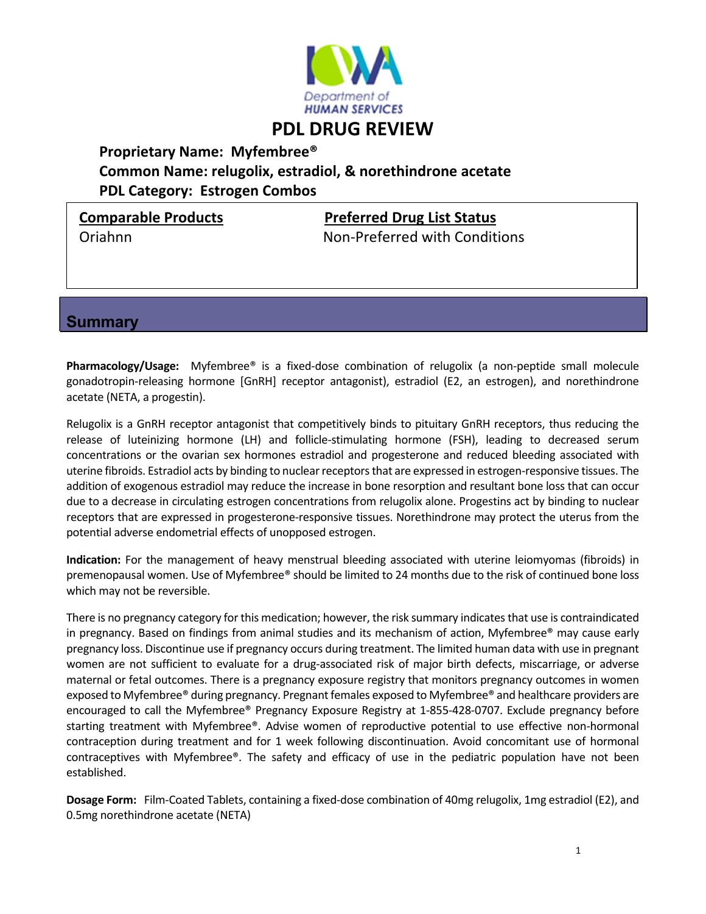# PDL DRUG REVIEW

**Proprietary Name: Myfembree®**
**Common Name: relugolix, estradiol, & norethindrone acetate**
**PDL Category: Estrogen Combos**

| Comparable Products | Preferred Drug List Status |
| --- | --- |
| Oriahnn | Non-Preferred with Conditions |

## Summary

**Pharmacology/Usage:** Myfembree® is a fixed-dose combination of relugolix (a non-peptide small molecule gonadotropin-releasing hormone [GnRH] receptor antagonist), estradiol (E2, an estrogen), and norethindrone acetate (NETA, a progestin).

Relugolix is a GnRH receptor antagonist that competitively binds to pituitary GnRH receptors, thus reducing the release of luteinizing hormone (LH) and follicle-stimulating hormone (FSH), leading to decreased serum concentrations or the ovarian sex hormones estradiol and progesterone and reduced bleeding associated with uterine fibroids. Estradiol acts by binding to nuclear receptors that are expressed in estrogen-responsive tissues. The addition of exogenous estradiol may reduce the increase in bone resorption and resultant bone loss that can occur due to a decrease in circulating estrogen concentrations from relugolix alone. Progestins act by binding to nuclear receptors that are expressed in progesterone-responsive tissues. Norethindrone may protect the uterus from the potential adverse endometrial effects of unopposed estrogen.

**Indication:** For the management of heavy menstrual bleeding associated with uterine leiomyomas (fibroids) in premenopausal women. Use of Myfembree® should be limited to 24 months due to the risk of continued bone loss which may not be reversible.

There is no pregnancy category for this medication; however, the risk summary indicates that use is contraindicated in pregnancy. Based on findings from animal studies and its mechanism of action, Myfembree® may cause early pregnancy loss. Discontinue use if pregnancy occurs during treatment. The limited human data with use in pregnant women are not sufficient to evaluate for a drug-associated risk of major birth defects, miscarriage, or adverse maternal or fetal outcomes. There is a pregnancy exposure registry that monitors pregnancy outcomes in women exposed to Myfembree® during pregnancy. Pregnant females exposed to Myfembree® and healthcare providers are encouraged to call the Myfembree® Pregnancy Exposure Registry at 1-855-428-0707. Exclude pregnancy before starting treatment with Myfembree®. Advise women of reproductive potential to use effective non-hormonal contraception during treatment and for 1 week following discontinuation. Avoid concomitant use of hormonal contraceptives with Myfembree®. The safety and efficacy of use in the pediatric population have not been established.

**Dosage Form:** Film-Coated Tablets, containing a fixed-dose combination of 40mg relugolix, 1mg estradiol (E2), and 0.5mg norethindrone acetate (NETA)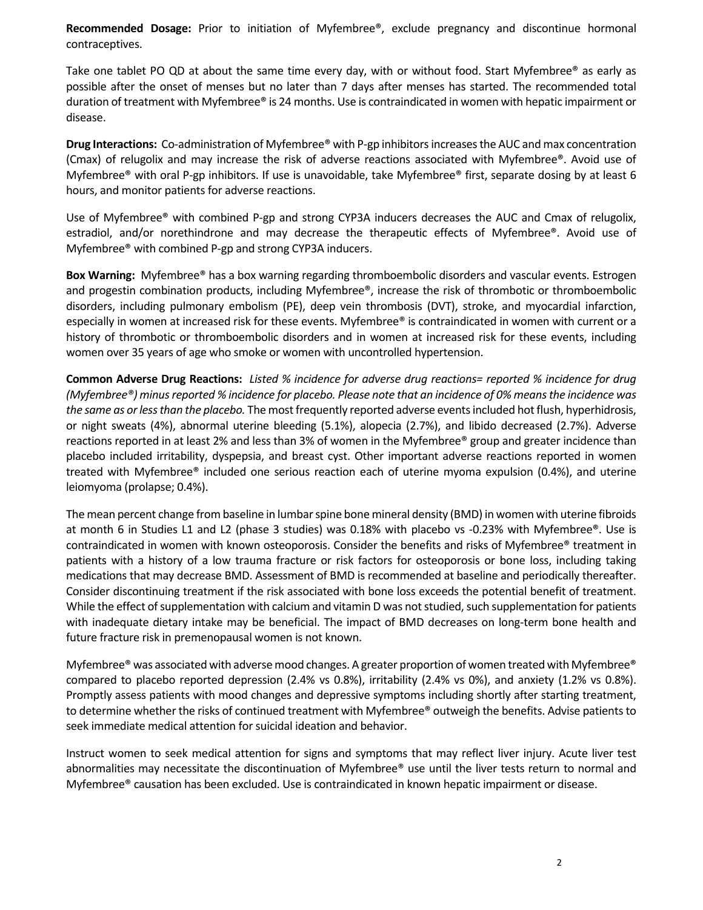**Recommended Dosage:** Prior to initiation of Myfembree®, exclude pregnancy and discontinue hormonal contraceptives.

Take one tablet PO QD at about the same time every day, with or without food. Start Myfembree® as early as possible after the onset of menses but no later than 7 days after menses has started. The recommended total duration of treatment with Myfembree® is 24 months. Use is contraindicated in women with hepatic impairment or disease.

**Drug Interactions:** Co-administration of Myfembree® with P-gp inhibitors increases the AUC and max concentration (Cmax) of relugolix and may increase the risk of adverse reactions associated with Myfembree®. Avoid use of Myfembree® with oral P-gp inhibitors. If use is unavoidable, take Myfembree® first, separate dosing by at least 6 hours, and monitor patients for adverse reactions.

Use of Myfembree® with combined P-gp and strong CYP3A inducers decreases the AUC and Cmax of relugolix, estradiol, and/or norethindrone and may decrease the therapeutic effects of Myfembree®. Avoid use of Myfembree® with combined P-gp and strong CYP3A inducers.

**Box Warning:** Myfembree® has a box warning regarding thromboembolic disorders and vascular events. Estrogen and progestin combination products, including Myfembree®, increase the risk of thrombotic or thromboembolic disorders, including pulmonary embolism (PE), deep vein thrombosis (DVT), stroke, and myocardial infarction, especially in women at increased risk for these events. Myfembree® is contraindicated in women with current or a history of thrombotic or thromboembolic disorders and in women at increased risk for these events, including women over 35 years of age who smoke or women with uncontrolled hypertension.

**Common Adverse Drug Reactions:** *Listed % incidence for adverse drug reactions= reported % incidence for drug (Myfembree®) minus reported % incidence for placebo. Please note that an incidence of 0% means the incidence was the same as or less than the placebo.* The most frequently reported adverse events included hot flush, hyperhidrosis, or night sweats (4%), abnormal uterine bleeding (5.1%), alopecia (2.7%), and libido decreased (2.7%). Adverse reactions reported in at least 2% and less than 3% of women in the Myfembree® group and greater incidence than placebo included irritability, dyspepsia, and breast cyst. Other important adverse reactions reported in women treated with Myfembree® included one serious reaction each of uterine myoma expulsion (0.4%), and uterine leiomyoma (prolapse; 0.4%).

The mean percent change from baseline in lumbar spine bone mineral density (BMD) in women with uterine fibroids at month 6 in Studies L1 and L2 (phase 3 studies) was 0.18% with placebo vs -0.23% with Myfembree®. Use is contraindicated in women with known osteoporosis. Consider the benefits and risks of Myfembree® treatment in patients with a history of a low trauma fracture or risk factors for osteoporosis or bone loss, including taking medications that may decrease BMD. Assessment of BMD is recommended at baseline and periodically thereafter. Consider discontinuing treatment if the risk associated with bone loss exceeds the potential benefit of treatment. While the effect of supplementation with calcium and vitamin D was not studied, such supplementation for patients with inadequate dietary intake may be beneficial. The impact of BMD decreases on long-term bone health and future fracture risk in premenopausal women is not known.

Myfembree® was associated with adverse mood changes. A greater proportion of women treated with Myfembree® compared to placebo reported depression (2.4% vs 0.8%), irritability (2.4% vs 0%), and anxiety (1.2% vs 0.8%). Promptly assess patients with mood changes and depressive symptoms including shortly after starting treatment, to determine whether the risks of continued treatment with Myfembree® outweigh the benefits. Advise patients to seek immediate medical attention for suicidal ideation and behavior.

Instruct women to seek medical attention for signs and symptoms that may reflect liver injury. Acute liver test abnormalities may necessitate the discontinuation of Myfembree® use until the liver tests return to normal and Myfembree® causation has been excluded. Use is contraindicated in known hepatic impairment or disease.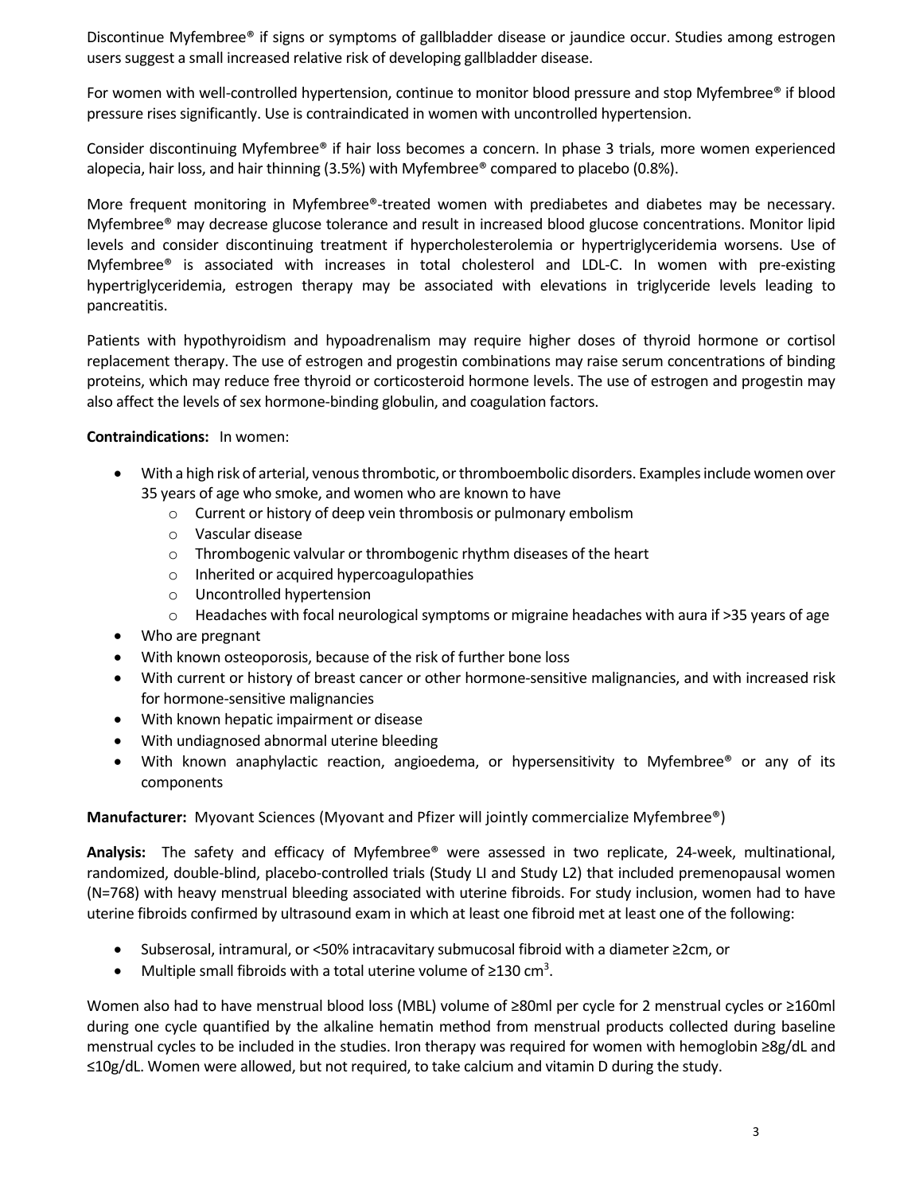Discontinue Myfembree® if signs or symptoms of gallbladder disease or jaundice occur. Studies among estrogen users suggest a small increased relative risk of developing gallbladder disease.

For women with well-controlled hypertension, continue to monitor blood pressure and stop Myfembree® if blood pressure rises significantly. Use is contraindicated in women with uncontrolled hypertension.

Consider discontinuing Myfembree® if hair loss becomes a concern. In phase 3 trials, more women experienced alopecia, hair loss, and hair thinning (3.5%) with Myfembree® compared to placebo (0.8%).

More frequent monitoring in Myfembree®-treated women with prediabetes and diabetes may be necessary. Myfembree® may decrease glucose tolerance and result in increased blood glucose concentrations. Monitor lipid levels and consider discontinuing treatment if hypercholesterolemia or hypertriglyceridemia worsens. Use of Myfembree® is associated with increases in total cholesterol and LDL-C. In women with pre-existing hypertriglyceridemia, estrogen therapy may be associated with elevations in triglyceride levels leading to pancreatitis.

Patients with hypothyroidism and hypoadrenalism may require higher doses of thyroid hormone or cortisol replacement therapy. The use of estrogen and progestin combinations may raise serum concentrations of binding proteins, which may reduce free thyroid or corticosteroid hormone levels. The use of estrogen and progestin may also affect the levels of sex hormone-binding globulin, and coagulation factors.

**Contraindications:** In women:

- With a high risk of arterial, venous thrombotic, or thromboembolic disorders. Examples include women over 35 years of age who smoke, and women who are known to have
  - Current or history of deep vein thrombosis or pulmonary embolism
  - Vascular disease
  - Thrombogenic valvular or thrombogenic rhythm diseases of the heart
  - Inherited or acquired hypercoagulopathies
  - Uncontrolled hypertension
  - Headaches with focal neurological symptoms or migraine headaches with aura if >35 years of age
- Who are pregnant
- With known osteoporosis, because of the risk of further bone loss
- With current or history of breast cancer or other hormone-sensitive malignancies, and with increased risk for hormone-sensitive malignancies
- With known hepatic impairment or disease
- With undiagnosed abnormal uterine bleeding
- With known anaphylactic reaction, angioedema, or hypersensitivity to Myfembree® or any of its components

**Manufacturer:** Myovant Sciences (Myovant and Pfizer will jointly commercialize Myfembree®)

**Analysis:** The safety and efficacy of Myfembree® were assessed in two replicate, 24-week, multinational, randomized, double-blind, placebo-controlled trials (Study LI and Study L2) that included premenopausal women (N=768) with heavy menstrual bleeding associated with uterine fibroids. For study inclusion, women had to have uterine fibroids confirmed by ultrasound exam in which at least one fibroid met at least one of the following:

- Subserosal, intramural, or <50% intracavitary submucosal fibroid with a diameter ≥2cm, or
- Multiple small fibroids with a total uterine volume of ≥130 $cm^3$.

Women also had to have menstrual blood loss (MBL) volume of ≥80ml per cycle for 2 menstrual cycles or ≥160ml during one cycle quantified by the alkaline hematin method from menstrual products collected during baseline menstrual cycles to be included in the studies. Iron therapy was required for women with hemoglobin ≥8g/dL and ≤10g/dL. Women were allowed, but not required, to take calcium and vitamin D during the study.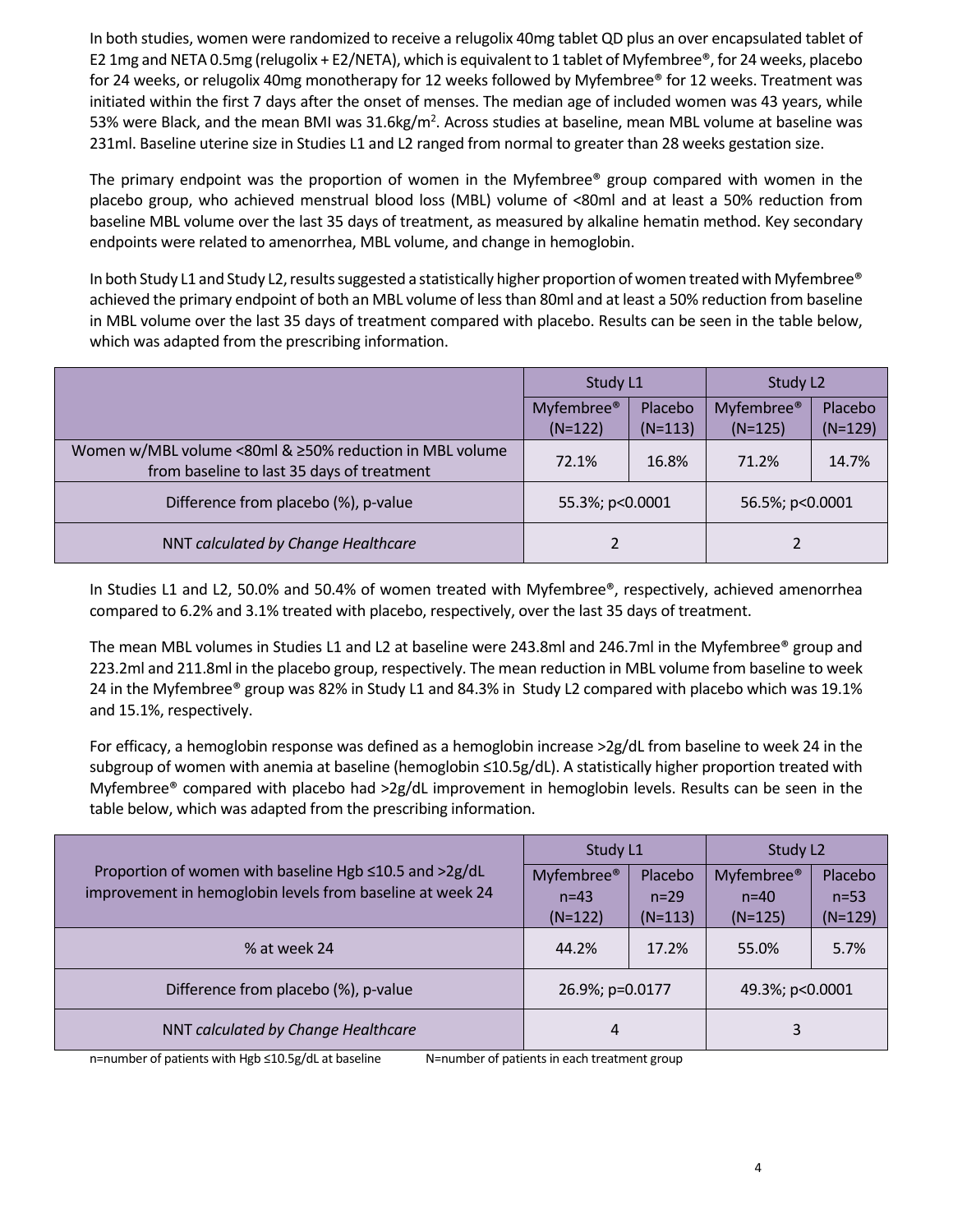In both studies, women were randomized to receive a relugolix 40mg tablet QD plus an over encapsulated tablet of E2 1mg and NETA 0.5mg (relugolix + E2/NETA), which is equivalent to 1 tablet of Myfembree®, for 24 weeks, placebo for 24 weeks, or relugolix 40mg monotherapy for 12 weeks followed by Myfembree® for 12 weeks. Treatment was initiated within the first 7 days after the onset of menses. The median age of included women was 43 years, while 53% were Black, and the mean BMI was 31.6kg/m$^2$. Across studies at baseline, mean MBL volume at baseline was 231ml. Baseline uterine size in Studies L1 and L2 ranged from normal to greater than 28 weeks gestation size.

The primary endpoint was the proportion of women in the Myfembree® group compared with women in the placebo group, who achieved menstrual blood loss (MBL) volume of <80ml and at least a 50% reduction from baseline MBL volume over the last 35 days of treatment, as measured by alkaline hematin method. Key secondary endpoints were related to amenorrhea, MBL volume, and change in hemoglobin.

In both Study L1 and Study L2, results suggested a statistically higher proportion of women treated with Myfembree® achieved the primary endpoint of both an MBL volume of less than 80ml and at least a 50% reduction from baseline in MBL volume over the last 35 days of treatment compared with placebo. Results can be seen in the table below, which was adapted from the prescribing information.

| | Study L1 | | Study L2 | |
|---|---|---|---|---|
| | Myfembree® (N=122) | Placebo (N=113) | Myfembree® (N=125) | Placebo (N=129) |
| Women w/MBL volume <80ml & ≥50% reduction in MBL volume from baseline to last 35 days of treatment | 72.1% | 16.8% | 71.2% | 14.7% |
| Difference from placebo (%), p-value | 55.3%; p<0.0001 | | 56.5%; p<0.0001 | |
| NNT *calculated by Change Healthcare* | 2 | | 2 | |

In Studies L1 and L2, 50.0% and 50.4% of women treated with Myfembree®, respectively, achieved amenorrhea compared to 6.2% and 3.1% treated with placebo, respectively, over the last 35 days of treatment.

The mean MBL volumes in Studies L1 and L2 at baseline were 243.8ml and 246.7ml in the Myfembree® group and 223.2ml and 211.8ml in the placebo group, respectively. The mean reduction in MBL volume from baseline to week 24 in the Myfembree® group was 82% in Study L1 and 84.3% in Study L2 compared with placebo which was 19.1% and 15.1%, respectively.

For efficacy, a hemoglobin response was defined as a hemoglobin increase >2g/dL from baseline to week 24 in the subgroup of women with anemia at baseline (hemoglobin ≤10.5g/dL). A statistically higher proportion treated with Myfembree® compared with placebo had >2g/dL improvement in hemoglobin levels. Results can be seen in the table below, which was adapted from the prescribing information.

| Proportion of women with baseline Hgb ≤10.5 and >2g/dL improvement in hemoglobin levels from baseline at week 24 | Study L1 | | Study L2 | |
|---|---|---|---|---|
| | Myfembree® n=43 (N=122) | Placebo n=29 (N=113) | Myfembree® n=40 (N=125) | Placebo n=53 (N=129) |
| % at week 24 | 44.2% | 17.2% | 55.0% | 5.7% |
| Difference from placebo (%), p-value | 26.9%; p=0.0177 | | 49.3%; p<0.0001 | |
| NNT *calculated by Change Healthcare* | 4 | | 3 | |

n=number of patients with Hgb ≤10.5g/dL at baseline N=number of patients in each treatment group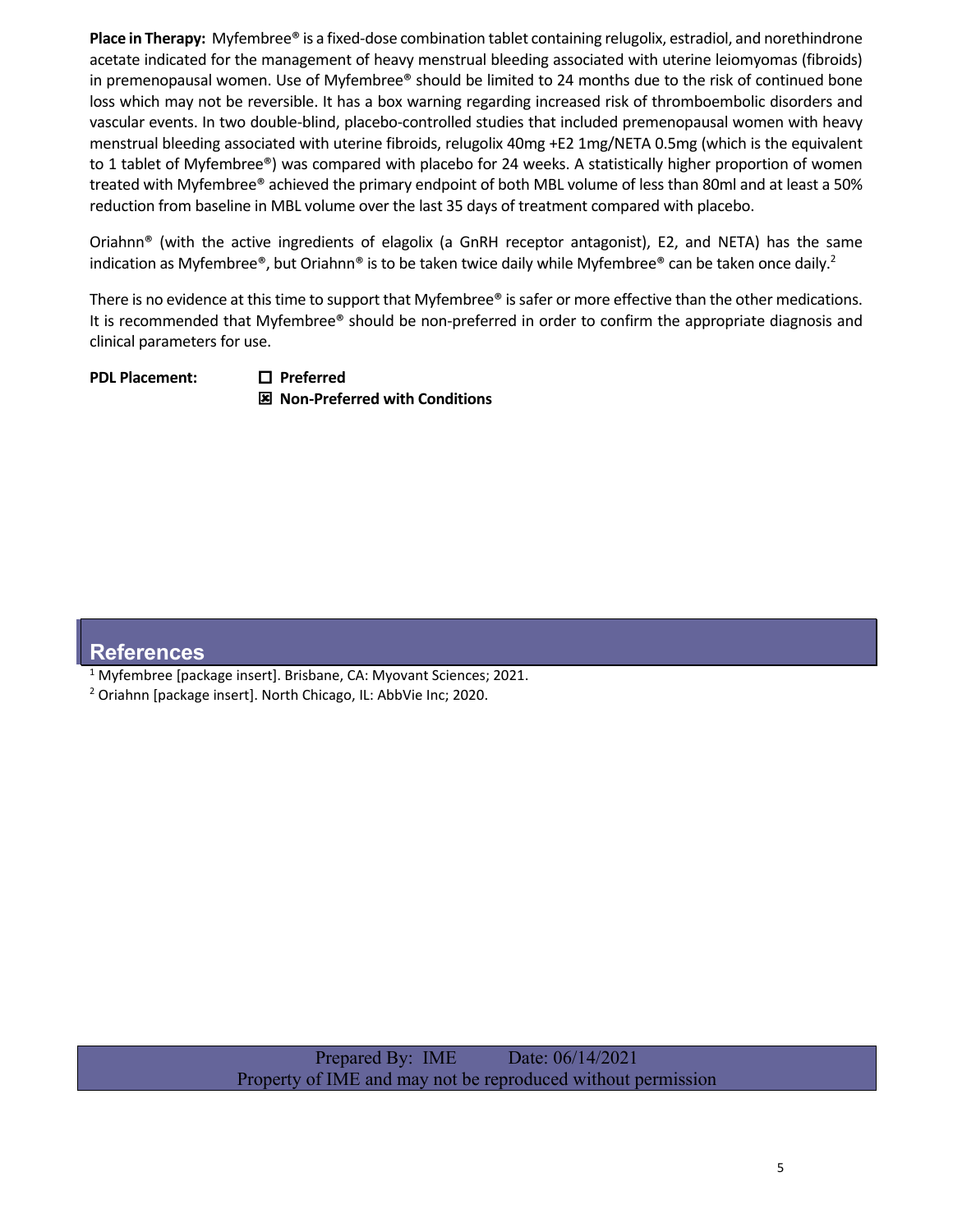**Place in Therapy:** Myfembree® is a fixed-dose combination tablet containing relugolix, estradiol, and norethindrone acetate indicated for the management of heavy menstrual bleeding associated with uterine leiomyomas (fibroids) in premenopausal women. Use of Myfembree® should be limited to 24 months due to the risk of continued bone loss which may not be reversible. It has a box warning regarding increased risk of thromboembolic disorders and vascular events. In two double-blind, placebo-controlled studies that included premenopausal women with heavy menstrual bleeding associated with uterine fibroids, relugolix 40mg +E2 1mg/NETA 0.5mg (which is the equivalent to 1 tablet of Myfembree®) was compared with placebo for 24 weeks. A statistically higher proportion of women treated with Myfembree® achieved the primary endpoint of both MBL volume of less than 80ml and at least a 50% reduction from baseline in MBL volume over the last 35 days of treatment compared with placebo.

Oriahnn® (with the active ingredients of elagolix (a GnRH receptor antagonist), E2, and NETA) has the same indication as Myfembree®, but Oriahnn® is to be taken twice daily while Myfembree® can be taken once daily.[2]

There is no evidence at this time to support that Myfembree® is safer or more effective than the other medications. It is recommended that Myfembree® should be non-preferred in order to confirm the appropriate diagnosis and clinical parameters for use.

**PDL Placement:**

- ☐ **Preferred**
- ☒ **Non-Preferred with Conditions**

## References

[1] Myfembree [package insert]. Brisbane, CA: Myovant Sciences; 2021.

[2] Oriahnn [package insert]. North Chicago, IL: AbbVie Inc; 2020.

Prepared By: IME Date: 06/14/2021

Property of IME and may not be reproduced without permission